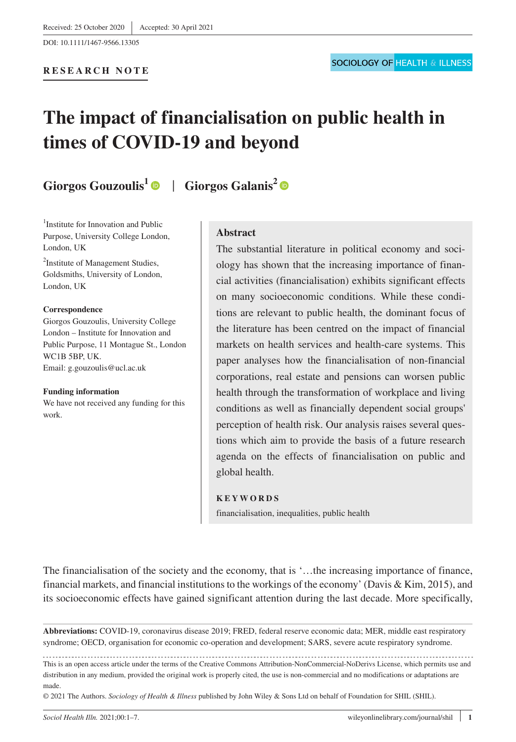Received: 25 October 2020 | Accepted: 30 April 2021

DOI: 10.1111/1467-9566.13305

**RESEARCH NOTE**

# The impact of financialisation on public health in times of COVID-19 and beyond

**Giorgos Gouzoulis**[1] | **Giorgos Galanis**[2]

[1]Institute for Innovation and Public Purpose, University College London, London, UK

[2]Institute of Management Studies, Goldsmiths, University of London, London, UK

**Correspondence**
Giorgos Gouzoulis, University College London – Institute for Innovation and Public Purpose, 11 Montague St., London WC1B 5BP, UK.
Email: g.gouzoulis@ucl.ac.uk

**Funding information**
We have not received any funding for this work.

## Abstract

The substantial literature in political economy and sociology has shown that the increasing importance of financial activities (financialisation) exhibits significant effects on many socioeconomic conditions. While these conditions are relevant to public health, the dominant focus of the literature has been centred on the impact of financial markets on health services and health-care systems. This paper analyses how the financialisation of non-financial corporations, real estate and pensions can worsen public health through the transformation of workplace and living conditions as well as financially dependent social groups' perception of health risk. Our analysis raises several questions which aim to provide the basis of a future research agenda on the effects of financialisation on public and global health.

**KEYWORDS**
financialisation, inequalities, public health

The financialisation of the society and the economy, that is '…the increasing importance of finance, financial markets, and financial institutions to the workings of the economy' (Davis & Kim, 2015), and its socioeconomic effects have gained significant attention during the last decade. More specifically,

**Abbreviations:** COVID-19, coronavirus disease 2019; FRED, federal reserve economic data; MER, middle east respiratory syndrome; OECD, organisation for economic co-operation and development; SARS, severe acute respiratory syndrome.

This is an open access article under the terms of the Creative Commons Attribution-NonCommercial-NoDerivs License, which permits use and distribution in any medium, provided the original work is properly cited, the use is non-commercial and no modifications or adaptations are made.

© 2021 The Authors. *Sociology of Health & Illness* published by John Wiley & Sons Ltd on behalf of Foundation for SHIL (SHIL).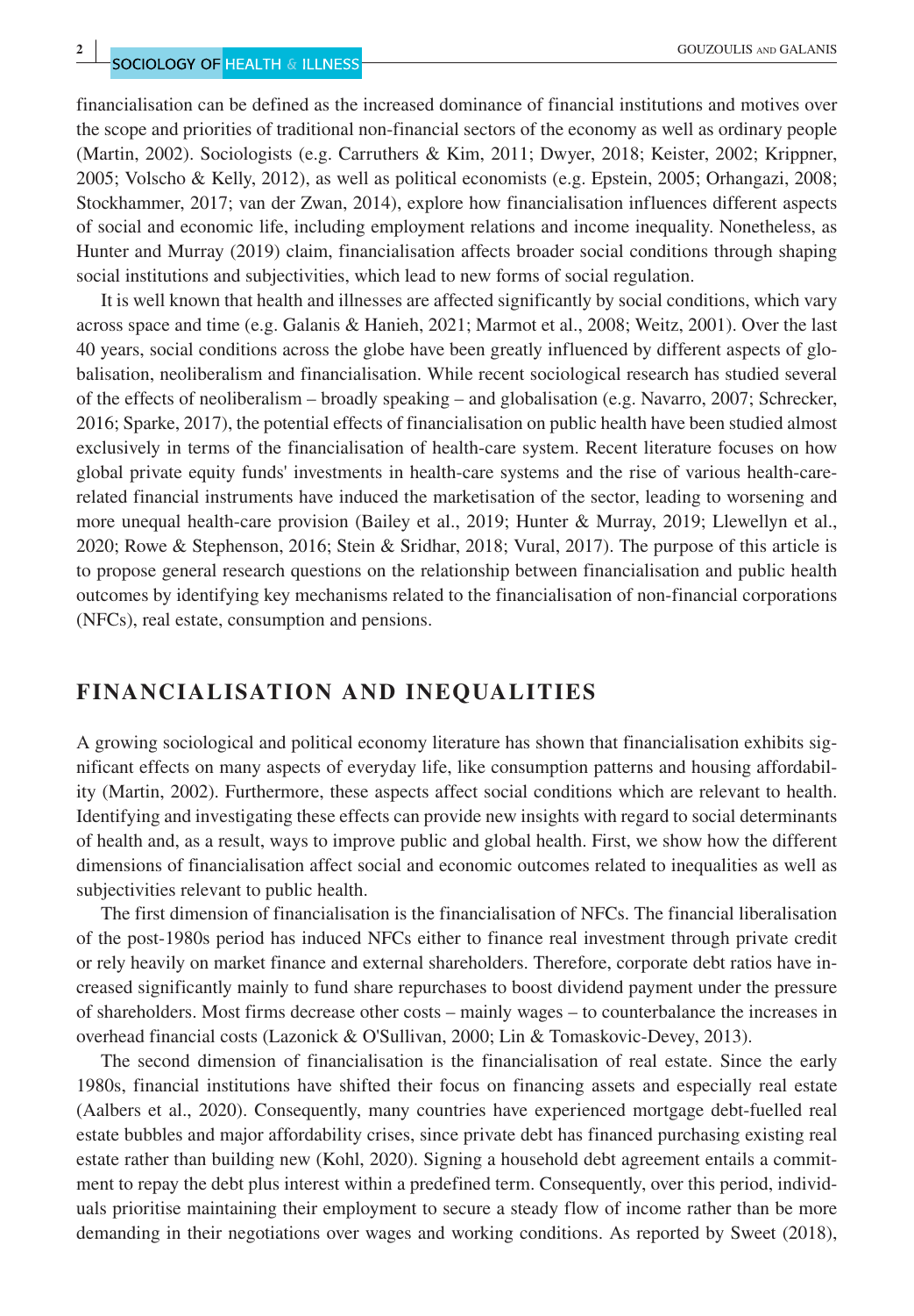financialisation can be defined as the increased dominance of financial institutions and motives over the scope and priorities of traditional non-financial sectors of the economy as well as ordinary people (Martin, 2002). Sociologists (e.g. Carruthers & Kim, 2011; Dwyer, 2018; Keister, 2002; Krippner, 2005; Volscho & Kelly, 2012), as well as political economists (e.g. Epstein, 2005; Orhangazi, 2008; Stockhammer, 2017; van der Zwan, 2014), explore how financialisation influences different aspects of social and economic life, including employment relations and income inequality. Nonetheless, as Hunter and Murray (2019) claim, financialisation affects broader social conditions through shaping social institutions and subjectivities, which lead to new forms of social regulation.

It is well known that health and illnesses are affected significantly by social conditions, which vary across space and time (e.g. Galanis & Hanieh, 2021; Marmot et al., 2008; Weitz, 2001). Over the last 40 years, social conditions across the globe have been greatly influenced by different aspects of globalisation, neoliberalism and financialisation. While recent sociological research has studied several of the effects of neoliberalism – broadly speaking – and globalisation (e.g. Navarro, 2007; Schrecker, 2016; Sparke, 2017), the potential effects of financialisation on public health have been studied almost exclusively in terms of the financialisation of health-care system. Recent literature focuses on how global private equity funds' investments in health-care systems and the rise of various health-care-related financial instruments have induced the marketisation of the sector, leading to worsening and more unequal health-care provision (Bailey et al., 2019; Hunter & Murray, 2019; Llewellyn et al., 2020; Rowe & Stephenson, 2016; Stein & Sridhar, 2018; Vural, 2017). The purpose of this article is to propose general research questions on the relationship between financialisation and public health outcomes by identifying key mechanisms related to the financialisation of non-financial corporations (NFCs), real estate, consumption and pensions.

## FINANCIALISATION AND INEQUALITIES

A growing sociological and political economy literature has shown that financialisation exhibits significant effects on many aspects of everyday life, like consumption patterns and housing affordability (Martin, 2002). Furthermore, these aspects affect social conditions which are relevant to health. Identifying and investigating these effects can provide new insights with regard to social determinants of health and, as a result, ways to improve public and global health. First, we show how the different dimensions of financialisation affect social and economic outcomes related to inequalities as well as subjectivities relevant to public health.

The first dimension of financialisation is the financialisation of NFCs. The financial liberalisation of the post-1980s period has induced NFCs either to finance real investment through private credit or rely heavily on market finance and external shareholders. Therefore, corporate debt ratios have increased significantly mainly to fund share repurchases to boost dividend payment under the pressure of shareholders. Most firms decrease other costs – mainly wages – to counterbalance the increases in overhead financial costs (Lazonick & O'Sullivan, 2000; Lin & Tomaskovic-Devey, 2013).

The second dimension of financialisation is the financialisation of real estate. Since the early 1980s, financial institutions have shifted their focus on financing assets and especially real estate (Aalbers et al., 2020). Consequently, many countries have experienced mortgage debt-fuelled real estate bubbles and major affordability crises, since private debt has financed purchasing existing real estate rather than building new (Kohl, 2020). Signing a household debt agreement entails a commitment to repay the debt plus interest within a predefined term. Consequently, over this period, individuals prioritise maintaining their employment to secure a steady flow of income rather than be more demanding in their negotiations over wages and working conditions. As reported by Sweet (2018),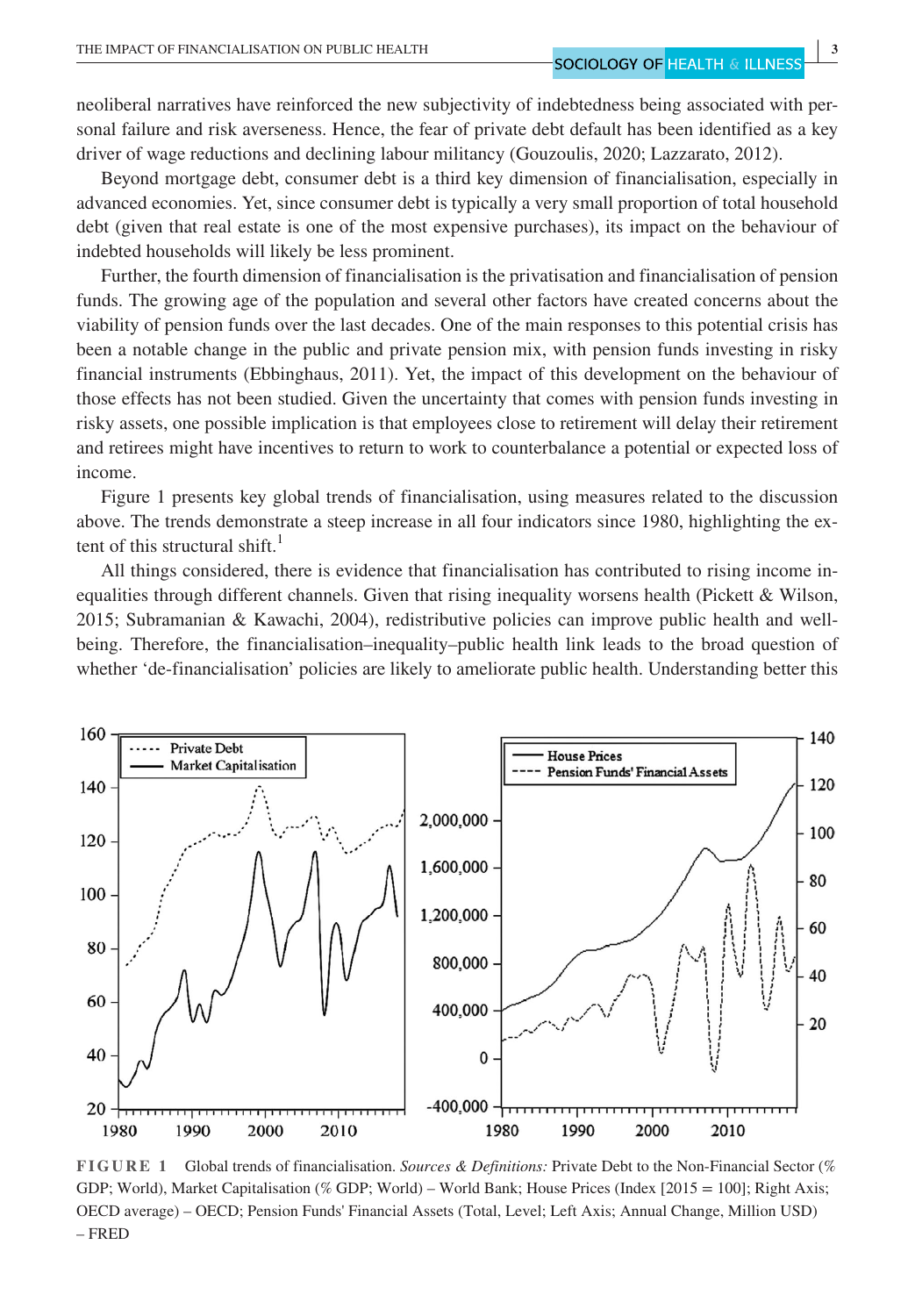neoliberal narratives have reinforced the new subjectivity of indebtedness being associated with personal failure and risk averseness. Hence, the fear of private debt default has been identified as a key driver of wage reductions and declining labour militancy (Gouzoulis, 2020; Lazzarato, 2012).

Beyond mortgage debt, consumer debt is a third key dimension of financialisation, especially in advanced economies. Yet, since consumer debt is typically a very small proportion of total household debt (given that real estate is one of the most expensive purchases), its impact on the behaviour of indebted households will likely be less prominent.

Further, the fourth dimension of financialisation is the privatisation and financialisation of pension funds. The growing age of the population and several other factors have created concerns about the viability of pension funds over the last decades. One of the main responses to this potential crisis has been a notable change in the public and private pension mix, with pension funds investing in risky financial instruments (Ebbinghaus, 2011). Yet, the impact of this development on the behaviour of those effects has not been studied. Given the uncertainty that comes with pension funds investing in risky assets, one possible implication is that employees close to retirement will delay their retirement and retirees might have incentives to return to work to counterbalance a potential or expected loss of income.

Figure 1 presents key global trends of financialisation, using measures related to the discussion above. The trends demonstrate a steep increase in all four indicators since 1980, highlighting the extent of this structural shift.[1]

All things considered, there is evidence that financialisation has contributed to rising income inequalities through different channels. Given that rising inequality worsens health (Pickett & Wilson, 2015; Subramanian & Kawachi, 2004), redistributive policies can improve public health and well-being. Therefore, the financialisation–inequality–public health link leads to the broad question of whether 'de-financialisation' policies are likely to ameliorate public health. Understanding better this

**FIGURE 1** Global trends of financialisation. *Sources & Definitions:* Private Debt to the Non-Financial Sector (% GDP; World), Market Capitalisation (% GDP; World) – World Bank; House Prices (Index [2015 = 100]; Right Axis; OECD average) – OECD; Pension Funds' Financial Assets (Total, Level; Left Axis; Annual Change, Million USD) – FRED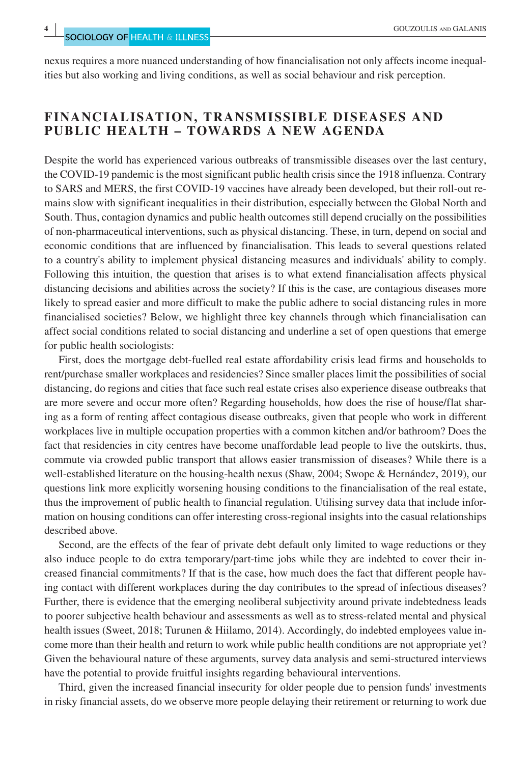nexus requires a more nuanced understanding of how financialisation not only affects income inequalities but also working and living conditions, as well as social behaviour and risk perception.

## FINANCIALISATION, TRANSMISSIBLE DISEASES AND PUBLIC HEALTH – TOWARDS A NEW AGENDA

Despite the world has experienced various outbreaks of transmissible diseases over the last century, the COVID-19 pandemic is the most significant public health crisis since the 1918 influenza. Contrary to SARS and MERS, the first COVID-19 vaccines have already been developed, but their roll-out remains slow with significant inequalities in their distribution, especially between the Global North and South. Thus, contagion dynamics and public health outcomes still depend crucially on the possibilities of non-pharmaceutical interventions, such as physical distancing. These, in turn, depend on social and economic conditions that are influenced by financialisation. This leads to several questions related to a country's ability to implement physical distancing measures and individuals' ability to comply. Following this intuition, the question that arises is to what extend financialisation affects physical distancing decisions and abilities across the society? If this is the case, are contagious diseases more likely to spread easier and more difficult to make the public adhere to social distancing rules in more financialised societies? Below, we highlight three key channels through which financialisation can affect social conditions related to social distancing and underline a set of open questions that emerge for public health sociologists:

First, does the mortgage debt-fuelled real estate affordability crisis lead firms and households to rent/purchase smaller workplaces and residencies? Since smaller places limit the possibilities of social distancing, do regions and cities that face such real estate crises also experience disease outbreaks that are more severe and occur more often? Regarding households, how does the rise of house/flat sharing as a form of renting affect contagious disease outbreaks, given that people who work in different workplaces live in multiple occupation properties with a common kitchen and/or bathroom? Does the fact that residencies in city centres have become unaffordable lead people to live the outskirts, thus, commute via crowded public transport that allows easier transmission of diseases? While there is a well-established literature on the housing-health nexus (Shaw, 2004; Swope & Hernández, 2019), our questions link more explicitly worsening housing conditions to the financialisation of the real estate, thus the improvement of public health to financial regulation. Utilising survey data that include information on housing conditions can offer interesting cross-regional insights into the casual relationships described above.

Second, are the effects of the fear of private debt default only limited to wage reductions or they also induce people to do extra temporary/part-time jobs while they are indebted to cover their increased financial commitments? If that is the case, how much does the fact that different people having contact with different workplaces during the day contributes to the spread of infectious diseases? Further, there is evidence that the emerging neoliberal subjectivity around private indebtedness leads to poorer subjective health behaviour and assessments as well as to stress-related mental and physical health issues (Sweet, 2018; Turunen & Hiilamo, 2014). Accordingly, do indebted employees value income more than their health and return to work while public health conditions are not appropriate yet? Given the behavioural nature of these arguments, survey data analysis and semi-structured interviews have the potential to provide fruitful insights regarding behavioural interventions.

Third, given the increased financial insecurity for older people due to pension funds' investments in risky financial assets, do we observe more people delaying their retirement or returning to work due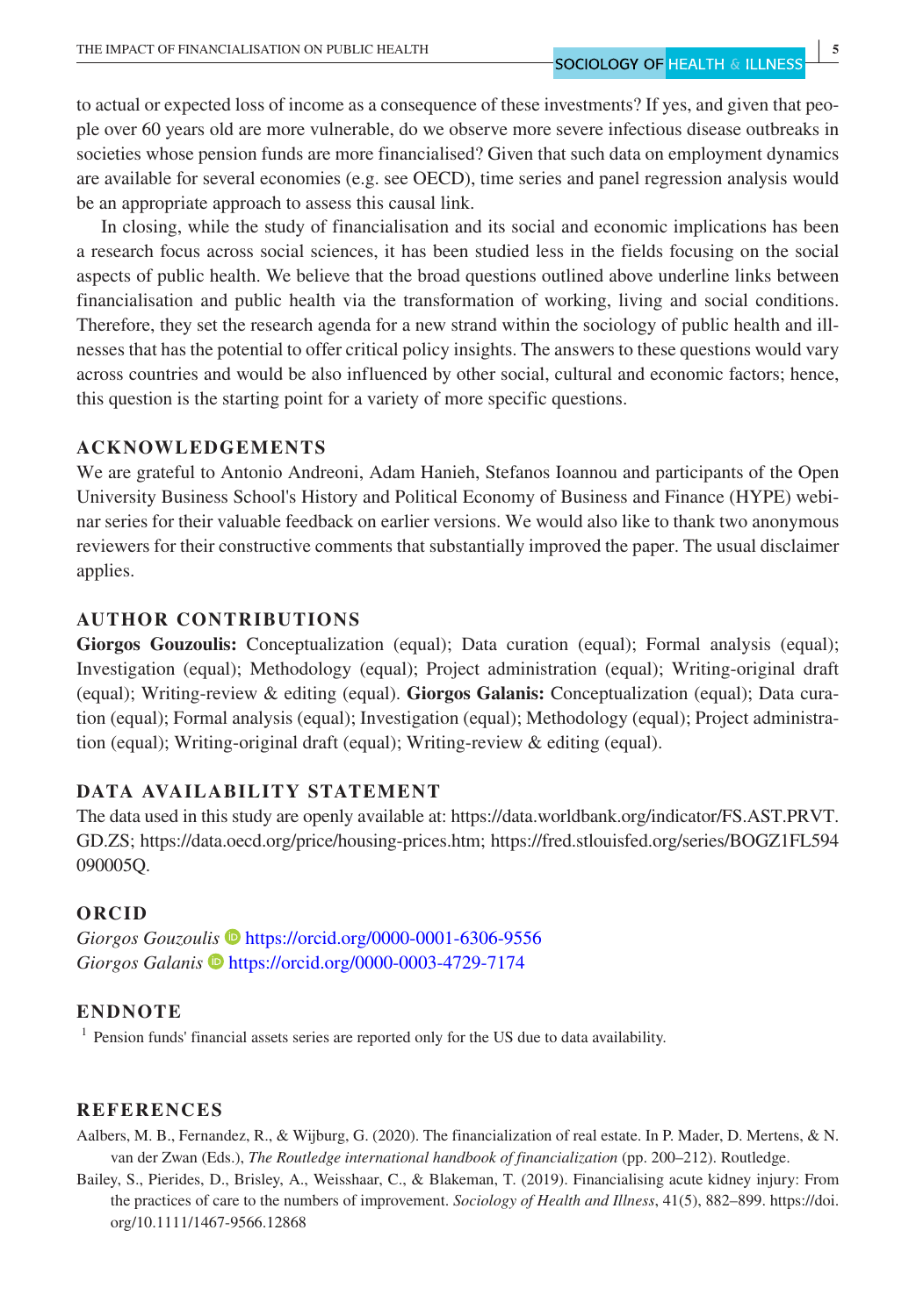to actual or expected loss of income as a consequence of these investments? If yes, and given that people over 60 years old are more vulnerable, do we observe more severe infectious disease outbreaks in societies whose pension funds are more financialised? Given that such data on employment dynamics are available for several economies (e.g. see OECD), time series and panel regression analysis would be an appropriate approach to assess this causal link.

In closing, while the study of financialisation and its social and economic implications has been a research focus across social sciences, it has been studied less in the fields focusing on the social aspects of public health. We believe that the broad questions outlined above underline links between financialisation and public health via the transformation of working, living and social conditions. Therefore, they set the research agenda for a new strand within the sociology of public health and illnesses that has the potential to offer critical policy insights. The answers to these questions would vary across countries and would be also influenced by other social, cultural and economic factors; hence, this question is the starting point for a variety of more specific questions.

## ACKNOWLEDGEMENTS

We are grateful to Antonio Andreoni, Adam Hanieh, Stefanos Ioannou and participants of the Open University Business School's History and Political Economy of Business and Finance (HYPE) webinar series for their valuable feedback on earlier versions. We would also like to thank two anonymous reviewers for their constructive comments that substantially improved the paper. The usual disclaimer applies.

## AUTHOR CONTRIBUTIONS

**Giorgos Gouzoulis:** Conceptualization (equal); Data curation (equal); Formal analysis (equal); Investigation (equal); Methodology (equal); Project administration (equal); Writing-original draft (equal); Writing-review & editing (equal). **Giorgos Galanis:** Conceptualization (equal); Data curation (equal); Formal analysis (equal); Investigation (equal); Methodology (equal); Project administration (equal); Writing-original draft (equal); Writing-review & editing (equal).

## DATA AVAILABILITY STATEMENT

The data used in this study are openly available at: https://data.worldbank.org/indicator/FS.AST.PRVT.GD.ZS; https://data.oecd.org/price/housing-prices.htm; https://fred.stlouisfed.org/series/BOGZ1FL594090005Q.

## ORCID

*Giorgos Gouzoulis* https://orcid.org/0000-0001-6306-9556
*Giorgos Galanis* https://orcid.org/0000-0003-4729-7174

## ENDNOTE

[1] Pension funds' financial assets series are reported only for the US due to data availability.

## REFERENCES

Aalbers, M. B., Fernandez, R., & Wijburg, G. (2020). The financialization of real estate. In P. Mader, D. Mertens, & N. van der Zwan (Eds.), *The Routledge international handbook of financialization* (pp. 200–212). Routledge.

Bailey, S., Pierides, D., Brisley, A., Weisshaar, C., & Blakeman, T. (2019). Financialising acute kidney injury: From the practices of care to the numbers of improvement. *Sociology of Health and Illness*, 41(5), 882–899. https://doi.org/10.1111/1467-9566.12868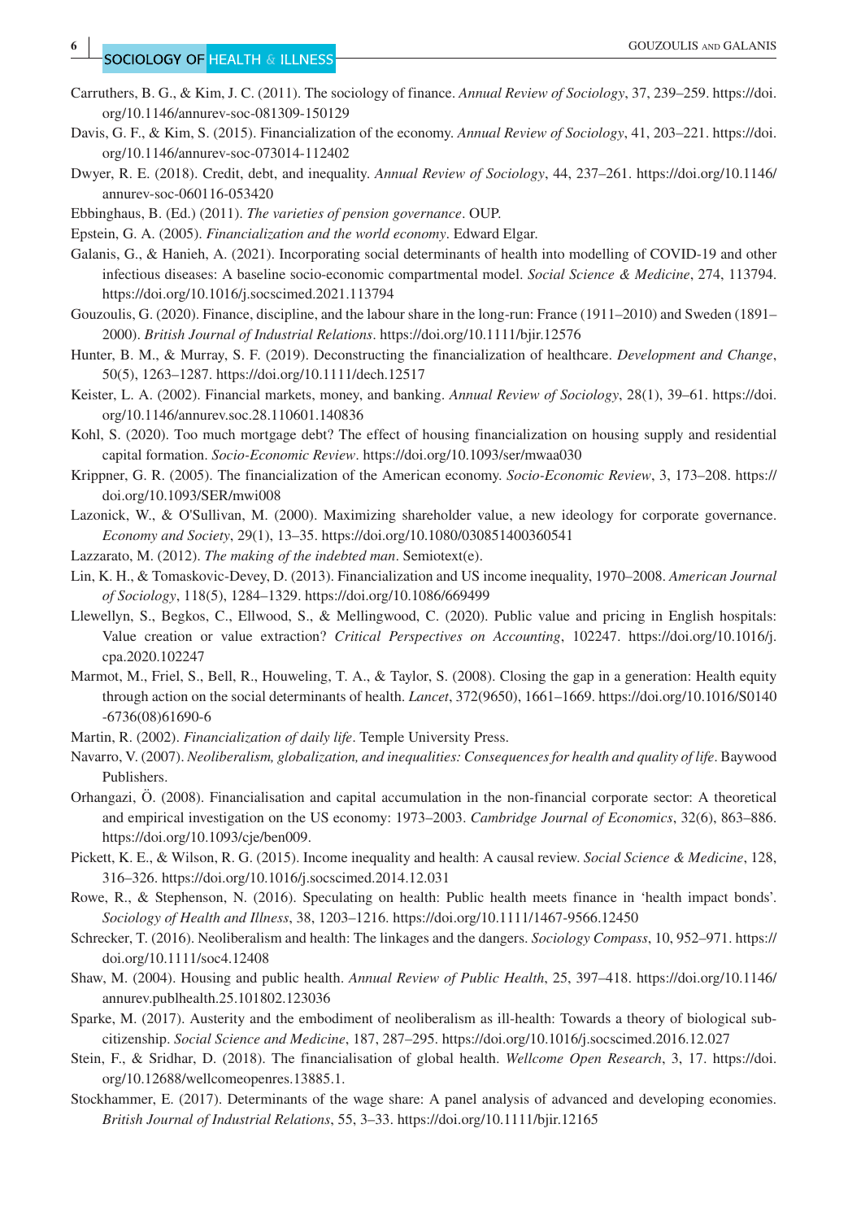Carruthers, B. G., & Kim, J. C. (2011). The sociology of finance. *Annual Review of Sociology*, 37, 239–259. https://doi.org/10.1146/annurev-soc-081309-150129

Davis, G. F., & Kim, S. (2015). Financialization of the economy. *Annual Review of Sociology*, 41, 203–221. https://doi.org/10.1146/annurev-soc-073014-112402

Dwyer, R. E. (2018). Credit, debt, and inequality. *Annual Review of Sociology*, 44, 237–261. https://doi.org/10.1146/annurev-soc-060116-053420

Ebbinghaus, B. (Ed.) (2011). *The varieties of pension governance*. OUP.

Epstein, G. A. (2005). *Financialization and the world economy*. Edward Elgar.

Galanis, G., & Hanieh, A. (2021). Incorporating social determinants of health into modelling of COVID-19 and other infectious diseases: A baseline socio-economic compartmental model. *Social Science & Medicine*, 274, 113794. https://doi.org/10.1016/j.socscimed.2021.113794

Gouzoulis, G. (2020). Finance, discipline, and the labour share in the long-run: France (1911–2010) and Sweden (1891–2000). *British Journal of Industrial Relations*. https://doi.org/10.1111/bjir.12576

Hunter, B. M., & Murray, S. F. (2019). Deconstructing the financialization of healthcare. *Development and Change*, 50(5), 1263–1287. https://doi.org/10.1111/dech.12517

Keister, L. A. (2002). Financial markets, money, and banking. *Annual Review of Sociology*, 28(1), 39–61. https://doi.org/10.1146/annurev.soc.28.110601.140836

Kohl, S. (2020). Too much mortgage debt? The effect of housing financialization on housing supply and residential capital formation. *Socio-Economic Review*. https://doi.org/10.1093/ser/mwaa030

Krippner, G. R. (2005). The financialization of the American economy. *Socio-Economic Review*, 3, 173–208. https://doi.org/10.1093/SER/mwi008

Lazonick, W., & O'Sullivan, M. (2000). Maximizing shareholder value, a new ideology for corporate governance. *Economy and Society*, 29(1), 13–35. https://doi.org/10.1080/030851400360541

Lazzarato, M. (2012). *The making of the indebted man*. Semiotext(e).

Lin, K. H., & Tomaskovic-Devey, D. (2013). Financialization and US income inequality, 1970–2008. *American Journal of Sociology*, 118(5), 1284–1329. https://doi.org/10.1086/669499

Llewellyn, S., Begkos, C., Ellwood, S., & Mellingwood, C. (2020). Public value and pricing in English hospitals: Value creation or value extraction? *Critical Perspectives on Accounting*, 102247. https://doi.org/10.1016/j.cpa.2020.102247

Marmot, M., Friel, S., Bell, R., Houweling, T. A., & Taylor, S. (2008). Closing the gap in a generation: Health equity through action on the social determinants of health. *Lancet*, 372(9650), 1661–1669. https://doi.org/10.1016/S0140-6736(08)61690-6

Martin, R. (2002). *Financialization of daily life*. Temple University Press.

Navarro, V. (2007). *Neoliberalism, globalization, and inequalities: Consequences for health and quality of life*. Baywood Publishers.

Orhangazi, Ö. (2008). Financialisation and capital accumulation in the non-financial corporate sector: A theoretical and empirical investigation on the US economy: 1973–2003. *Cambridge Journal of Economics*, 32(6), 863–886. https://doi.org/10.1093/cje/ben009.

Pickett, K. E., & Wilson, R. G. (2015). Income inequality and health: A causal review. *Social Science & Medicine*, 128, 316–326. https://doi.org/10.1016/j.socscimed.2014.12.031

Rowe, R., & Stephenson, N. (2016). Speculating on health: Public health meets finance in 'health impact bonds'. *Sociology of Health and Illness*, 38, 1203–1216. https://doi.org/10.1111/1467-9566.12450

Schrecker, T. (2016). Neoliberalism and health: The linkages and the dangers. *Sociology Compass*, 10, 952–971. https://doi.org/10.1111/soc4.12408

Shaw, M. (2004). Housing and public health. *Annual Review of Public Health*, 25, 397–418. https://doi.org/10.1146/annurev.publhealth.25.101802.123036

Sparke, M. (2017). Austerity and the embodiment of neoliberalism as ill-health: Towards a theory of biological sub-citizenship. *Social Science and Medicine*, 187, 287–295. https://doi.org/10.1016/j.socscimed.2016.12.027

Stein, F., & Sridhar, D. (2018). The financialisation of global health. *Wellcome Open Research*, 3, 17. https://doi.org/10.12688/wellcomeopenres.13885.1.

Stockhammer, E. (2017). Determinants of the wage share: A panel analysis of advanced and developing economies. *British Journal of Industrial Relations*, 55, 3–33. https://doi.org/10.1111/bjir.12165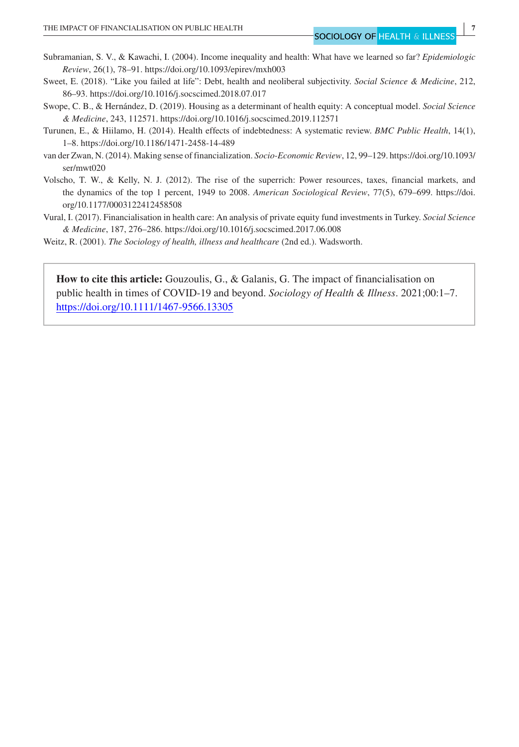Subramanian, S. V., & Kawachi, I. (2004). Income inequality and health: What have we learned so far? *Epidemiologic Review*, 26(1), 78–91. https://doi.org/10.1093/epirev/mxh003

Sweet, E. (2018). "Like you failed at life": Debt, health and neoliberal subjectivity. *Social Science & Medicine*, 212, 86–93. https://doi.org/10.1016/j.socscimed.2018.07.017

Swope, C. B., & Hernández, D. (2019). Housing as a determinant of health equity: A conceptual model. *Social Science & Medicine*, 243, 112571. https://doi.org/10.1016/j.socscimed.2019.112571

Turunen, E., & Hiilamo, H. (2014). Health effects of indebtedness: A systematic review. *BMC Public Health*, 14(1), 1–8. https://doi.org/10.1186/1471-2458-14-489

van der Zwan, N. (2014). Making sense of financialization. *Socio-Economic Review*, 12, 99–129. https://doi.org/10.1093/ser/mwt020

Volscho, T. W., & Kelly, N. J. (2012). The rise of the superrich: Power resources, taxes, financial markets, and the dynamics of the top 1 percent, 1949 to 2008. *American Sociological Review*, 77(5), 679–699. https://doi.org/10.1177/0003122412458508

Vural, I. (2017). Financialisation in health care: An analysis of private equity fund investments in Turkey. *Social Science & Medicine*, 187, 276–286. https://doi.org/10.1016/j.socscimed.2017.06.008

Weitz, R. (2001). *The Sociology of health, illness and healthcare* (2nd ed.). Wadsworth.

**How to cite this article:** Gouzoulis, G., & Galanis, G. The impact of financialisation on public health in times of COVID-19 and beyond. *Sociology of Health & Illness*. 2021;00:1–7. https://doi.org/10.1111/1467-9566.13305